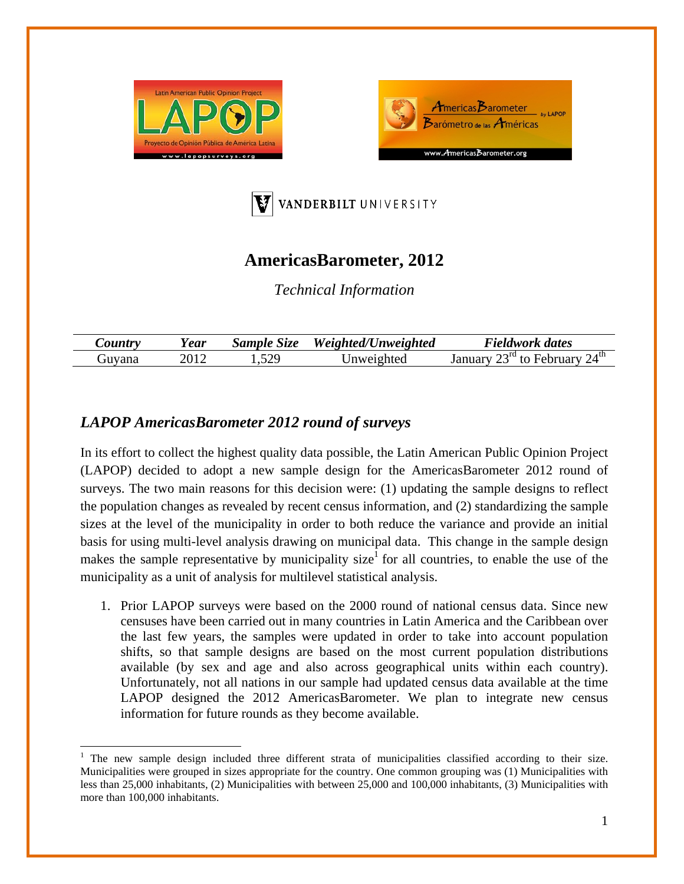# AmericasBarometer, 2012

*Technical Information*

| *Country* | *Year* | *Sample Size* | *Weighted/Unweighted* | *Fieldwork dates* |
|---|---|---|---|---|
| Guyana | 2012 | 1,529 | Unweighted | January 23rd to February 24th |

## *LAPOP AmericasBarometer 2012 round of surveys*

In its effort to collect the highest quality data possible, the Latin American Public Opinion Project (LAPOP) decided to adopt a new sample design for the AmericasBarometer 2012 round of surveys. The two main reasons for this decision were: (1) updating the sample designs to reflect the population changes as revealed by recent census information, and (2) standardizing the sample sizes at the level of the municipality in order to both reduce the variance and provide an initial basis for using multi-level analysis drawing on municipal data. This change in the sample design makes the sample representative by municipality size[1] for all countries, to enable the use of the municipality as a unit of analysis for multilevel statistical analysis.

1. Prior LAPOP surveys were based on the 2000 round of national census data. Since new censuses have been carried out in many countries in Latin America and the Caribbean over the last few years, the samples were updated in order to take into account population shifts, so that sample designs are based on the most current population distributions available (by sex and age and also across geographical units within each country). Unfortunately, not all nations in our sample had updated census data available at the time LAPOP designed the 2012 AmericasBarometer. We plan to integrate new census information for future rounds as they become available.

[1] The new sample design included three different strata of municipalities classified according to their size. Municipalities were grouped in sizes appropriate for the country. One common grouping was (1) Municipalities with less than 25,000 inhabitants, (2) Municipalities with between 25,000 and 100,000 inhabitants, (3) Municipalities with more than 100,000 inhabitants.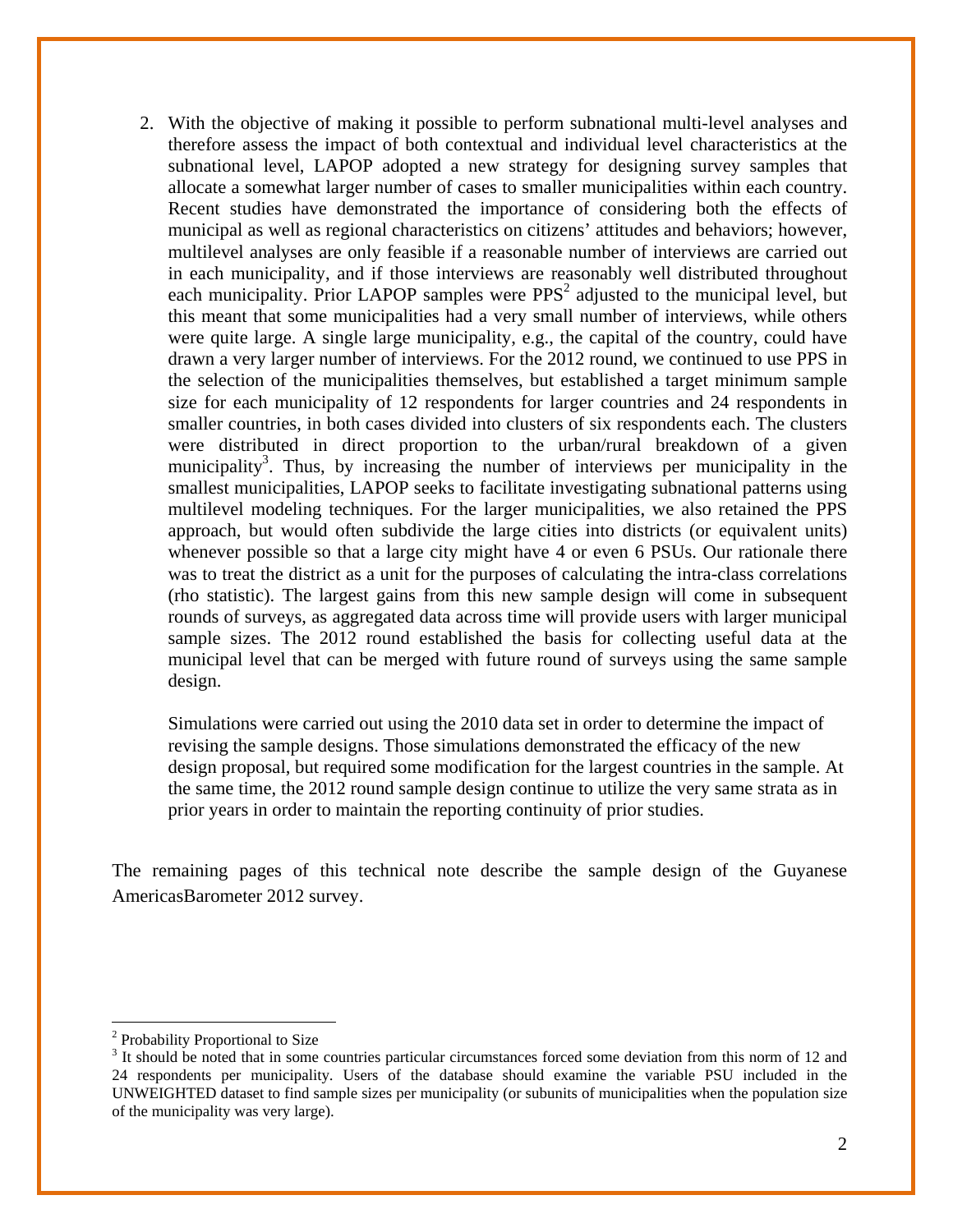2. With the objective of making it possible to perform subnational multi-level analyses and therefore assess the impact of both contextual and individual level characteristics at the subnational level, LAPOP adopted a new strategy for designing survey samples that allocate a somewhat larger number of cases to smaller municipalities within each country. Recent studies have demonstrated the importance of considering both the effects of municipal as well as regional characteristics on citizens' attitudes and behaviors; however, multilevel analyses are only feasible if a reasonable number of interviews are carried out in each municipality, and if those interviews are reasonably well distributed throughout each municipality. Prior LAPOP samples were PPS[2] adjusted to the municipal level, but this meant that some municipalities had a very small number of interviews, while others were quite large. A single large municipality, e.g., the capital of the country, could have drawn a very larger number of interviews. For the 2012 round, we continued to use PPS in the selection of the municipalities themselves, but established a target minimum sample size for each municipality of 12 respondents for larger countries and 24 respondents in smaller countries, in both cases divided into clusters of six respondents each. The clusters were distributed in direct proportion to the urban/rural breakdown of a given municipality[3]. Thus, by increasing the number of interviews per municipality in the smallest municipalities, LAPOP seeks to facilitate investigating subnational patterns using multilevel modeling techniques. For the larger municipalities, we also retained the PPS approach, but would often subdivide the large cities into districts (or equivalent units) whenever possible so that a large city might have 4 or even 6 PSUs. Our rationale there was to treat the district as a unit for the purposes of calculating the intra-class correlations (rho statistic). The largest gains from this new sample design will come in subsequent rounds of surveys, as aggregated data across time will provide users with larger municipal sample sizes. The 2012 round established the basis for collecting useful data at the municipal level that can be merged with future round of surveys using the same sample design.

   Simulations were carried out using the 2010 data set in order to determine the impact of revising the sample designs. Those simulations demonstrated the efficacy of the new design proposal, but required some modification for the largest countries in the sample. At the same time, the 2012 round sample design continue to utilize the very same strata as in prior years in order to maintain the reporting continuity of prior studies.

The remaining pages of this technical note describe the sample design of the Guyanese AmericasBarometer 2012 survey.

---

[2] Probability Proportional to Size

[3] It should be noted that in some countries particular circumstances forced some deviation from this norm of 12 and 24 respondents per municipality. Users of the database should examine the variable PSU included in the UNWEIGHTED dataset to find sample sizes per municipality (or subunits of municipalities when the population size of the municipality was very large).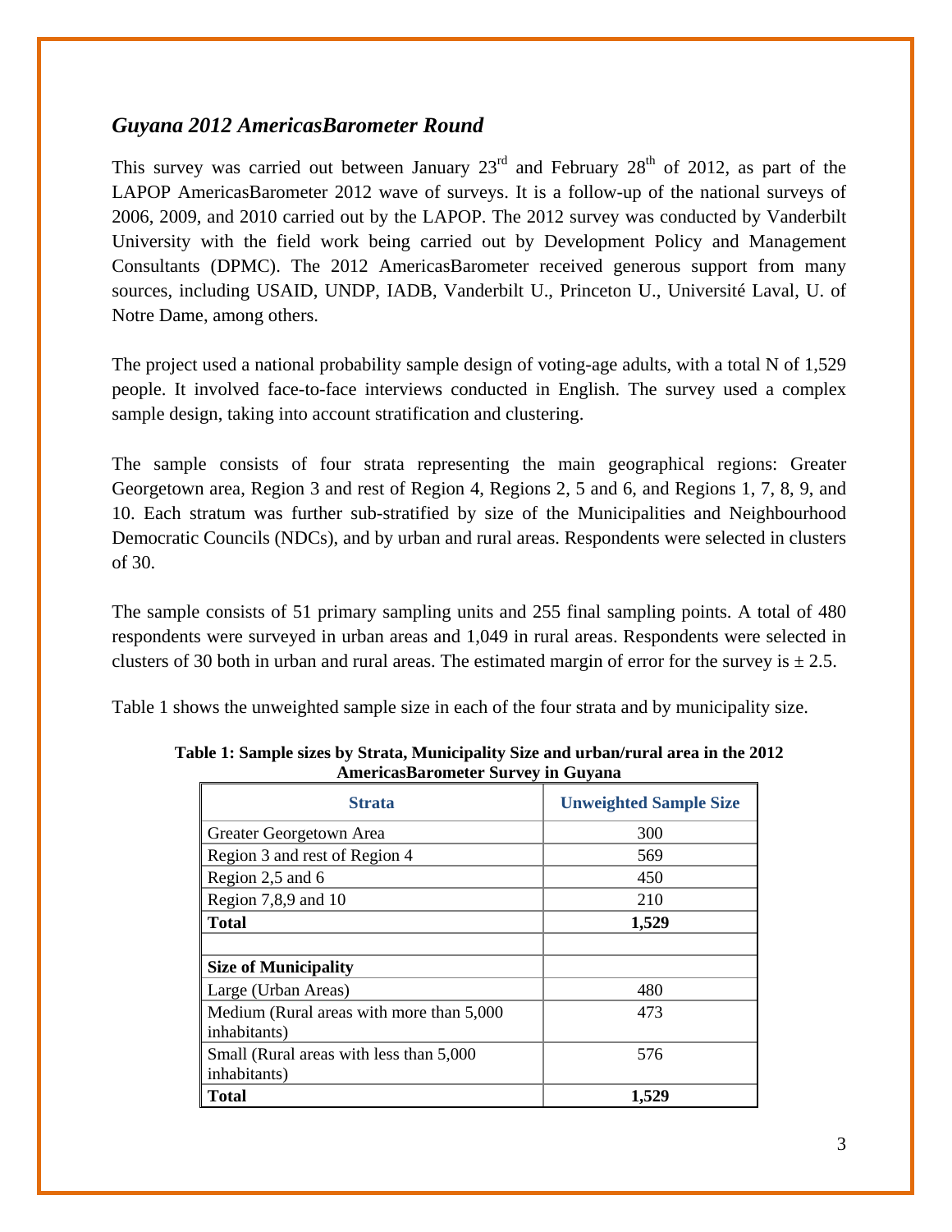### *Guyana 2012 AmericasBarometer Round*

This survey was carried out between January 23rd and February 28th of 2012, as part of the LAPOP AmericasBarometer 2012 wave of surveys. It is a follow-up of the national surveys of 2006, 2009, and 2010 carried out by the LAPOP. The 2012 survey was conducted by Vanderbilt University with the field work being carried out by Development Policy and Management Consultants (DPMC). The 2012 AmericasBarometer received generous support from many sources, including USAID, UNDP, IADB, Vanderbilt U., Princeton U., Université Laval, U. of Notre Dame, among others.

The project used a national probability sample design of voting-age adults, with a total N of 1,529 people. It involved face-to-face interviews conducted in English. The survey used a complex sample design, taking into account stratification and clustering.

The sample consists of four strata representing the main geographical regions: Greater Georgetown area, Region 3 and rest of Region 4, Regions 2, 5 and 6, and Regions 1, 7, 8, 9, and 10. Each stratum was further sub-stratified by size of the Municipalities and Neighbourhood Democratic Councils (NDCs), and by urban and rural areas. Respondents were selected in clusters of 30.

The sample consists of 51 primary sampling units and 255 final sampling points. A total of 480 respondents were surveyed in urban areas and 1,049 in rural areas. Respondents were selected in clusters of 30 both in urban and rural areas. The estimated margin of error for the survey is ± 2.5.

Table 1 shows the unweighted sample size in each of the four strata and by municipality size.

**Table 1: Sample sizes by Strata, Municipality Size and urban/rural area in the 2012 AmericasBarometer Survey in Guyana**

| Strata | Unweighted Sample Size |
|---|---|
| Greater Georgetown Area | 300 |
| Region 3 and rest of Region 4 | 569 |
| Region 2,5 and 6 | 450 |
| Region 7,8,9 and 10 | 210 |
| **Total** | **1,529** |
| | |
| **Size of Municipality** | |
| Large (Urban Areas) | 480 |
| Medium (Rural areas with more than 5,000 inhabitants) | 473 |
| Small (Rural areas with less than 5,000 inhabitants) | 576 |
| **Total** | **1,529** |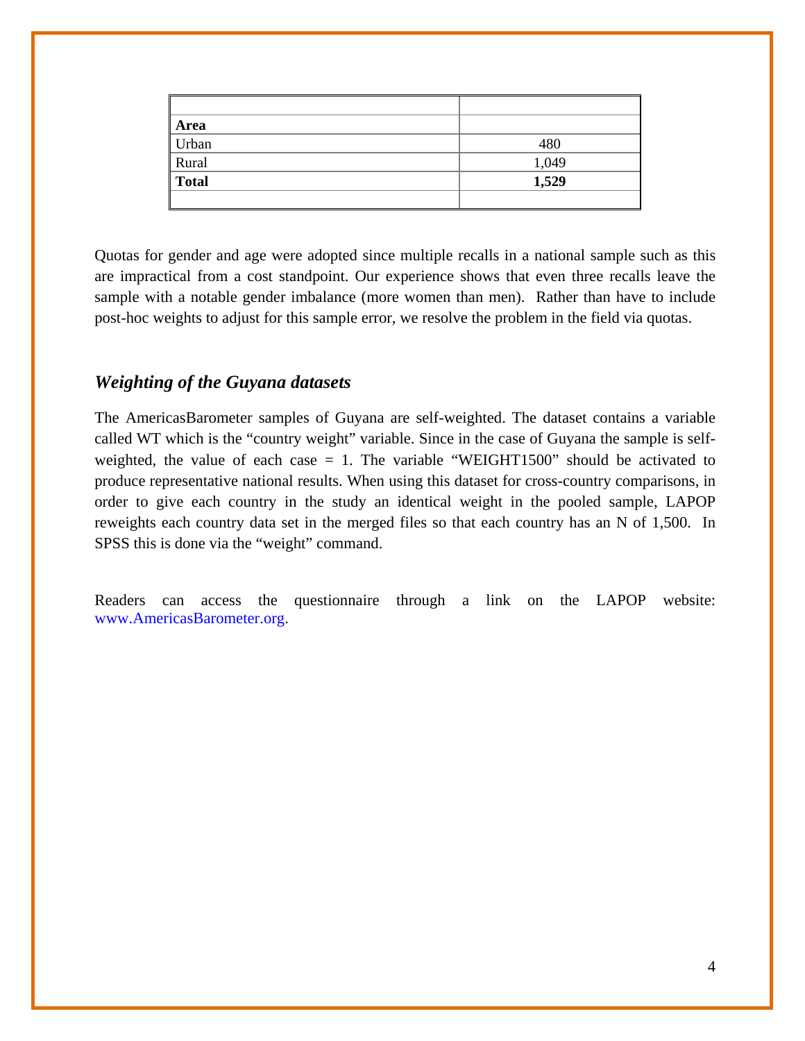| | |
|---|---|
| **Area** | |
| Urban | 480 |
| Rural | 1,049 |
| **Total** | **1,529** |
| | |

Quotas for gender and age were adopted since multiple recalls in a national sample such as this are impractical from a cost standpoint. Our experience shows that even three recalls leave the sample with a notable gender imbalance (more women than men). Rather than have to include post-hoc weights to adjust for this sample error, we resolve the problem in the field via quotas.

### *Weighting of the Guyana datasets*

The AmericasBarometer samples of Guyana are self-weighted. The dataset contains a variable called WT which is the "country weight" variable. Since in the case of Guyana the sample is self-weighted, the value of each case = 1. The variable "WEIGHT1500" should be activated to produce representative national results. When using this dataset for cross-country comparisons, in order to give each country in the study an identical weight in the pooled sample, LAPOP reweights each country data set in the merged files so that each country has an N of 1,500. In SPSS this is done via the "weight" command.

Readers can access the questionnaire through a link on the LAPOP website: www.AmericasBarometer.org.